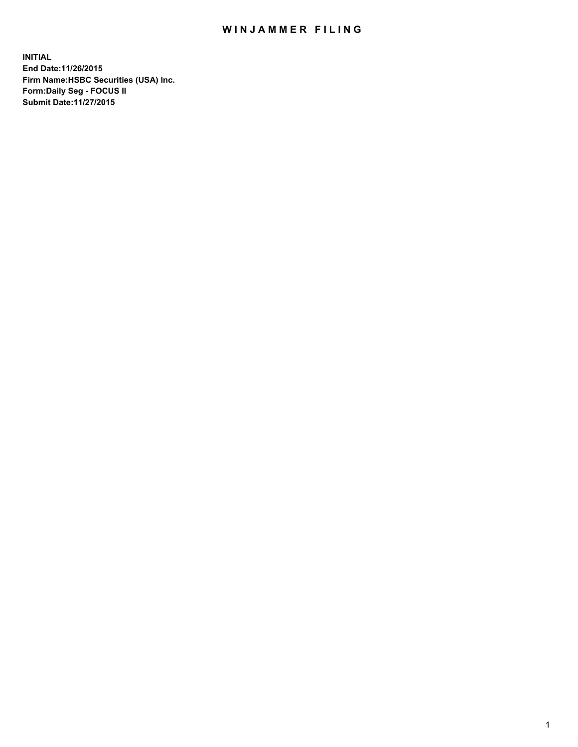# WINJAMMER FILING

**INITIAL**
**End Date:11/26/2015**
**Firm Name:HSBC Securities (USA) Inc.**
**Form:Daily Seg - FOCUS II**
**Submit Date:11/27/2015**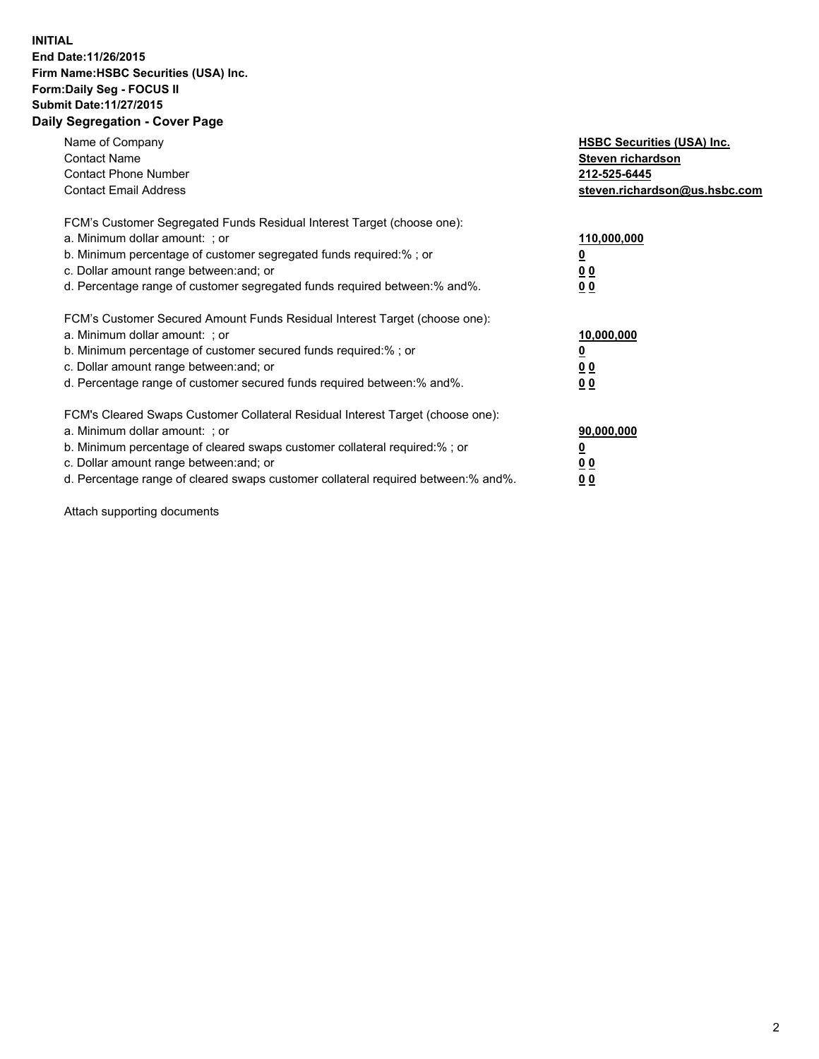**INITIAL**
**End Date:11/26/2015**
**Firm Name:HSBC Securities (USA) Inc.**
**Form:Daily Seg - FOCUS II**
**Submit Date:11/27/2015**

## Daily Segregation - Cover Page

| | |
|---|---|
| Name of Company | **HSBC Securities (USA) Inc.** |
| Contact Name | **Steven richardson** |
| Contact Phone Number | **212-525-6445** |
| Contact Email Address | **steven.richardson@us.hsbc.com** |

| | |
|---|---|
| FCM's Customer Segregated Funds Residual Interest Target (choose one): | |
| a. Minimum dollar amount: ; or | **110,000,000** |
| b. Minimum percentage of customer segregated funds required:% ; or | **0** |
| c. Dollar amount range between:and; or | **0 0** |
| d. Percentage range of customer segregated funds required between:% and%. | **0 0** |

| | |
|---|---|
| FCM's Customer Secured Amount Funds Residual Interest Target (choose one): | |
| a. Minimum dollar amount: ; or | **10,000,000** |
| b. Minimum percentage of customer secured funds required:% ; or | **0** |
| c. Dollar amount range between:and; or | **0 0** |
| d. Percentage range of customer secured funds required between:% and%. | **0 0** |

| | |
|---|---|
| FCM's Cleared Swaps Customer Collateral Residual Interest Target (choose one): | |
| a. Minimum dollar amount: ; or | **90,000,000** |
| b. Minimum percentage of cleared swaps customer collateral required:% ; or | **0** |
| c. Dollar amount range between:and; or | **0 0** |
| d. Percentage range of cleared swaps customer collateral required between:% and%. | **0 0** |

Attach supporting documents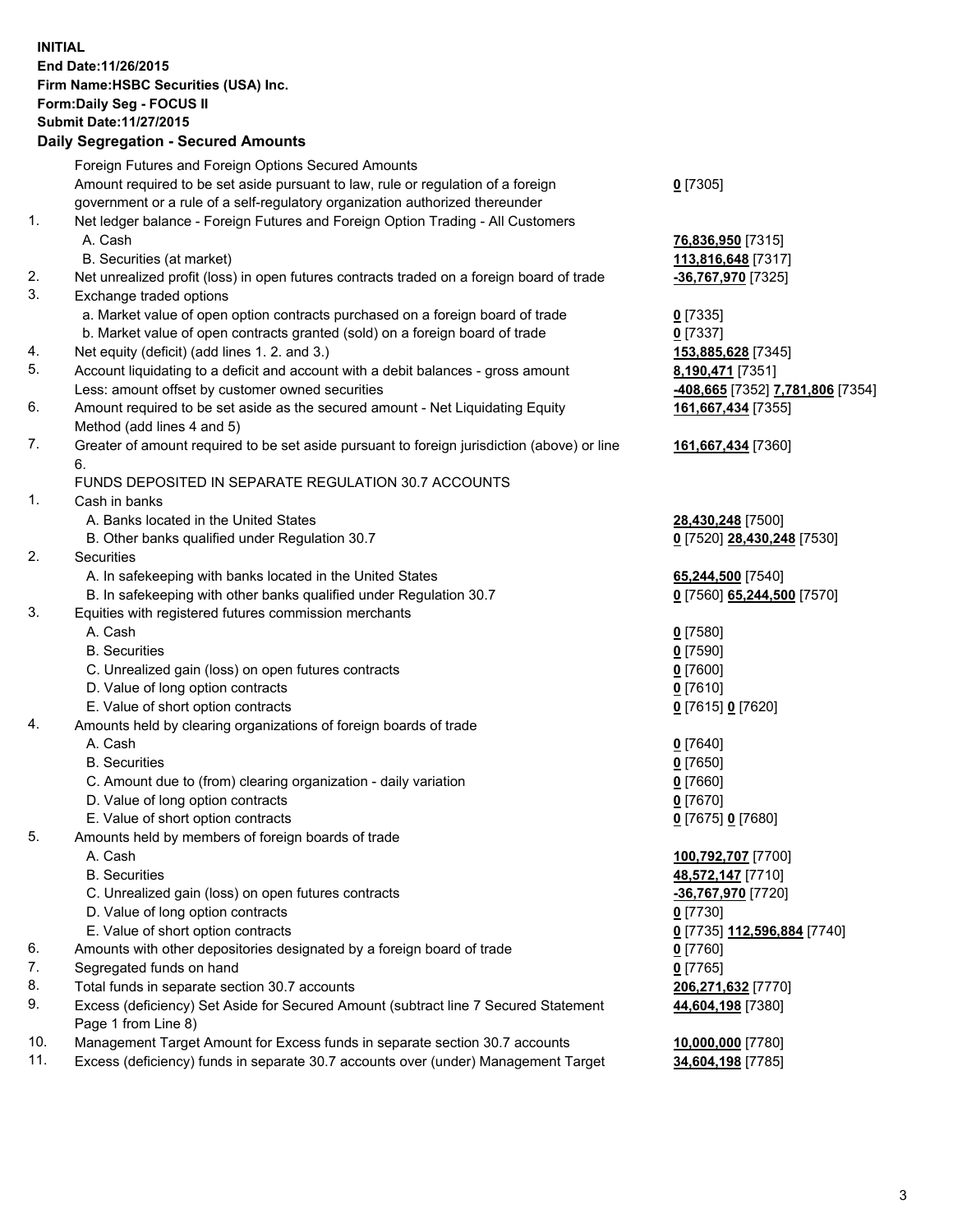**INITIAL**
**End Date:11/26/2015**
**Firm Name:HSBC Securities (USA) Inc.**
**Form:Daily Seg - FOCUS II**
**Submit Date:11/27/2015**

**Daily Segregation - Secured Amounts**

| | | |
|---|---|---|
| | Foreign Futures and Foreign Options Secured Amounts | |
| | Amount required to be set aside pursuant to law, rule or regulation of a foreign government or a rule of a self-regulatory organization authorized thereunder | **0** [7305] |
| 1. | Net ledger balance - Foreign Futures and Foreign Option Trading - All Customers | |
| | A. Cash | **76,836,950** [7315] |
| | B. Securities (at market) | **113,816,648** [7317] |
| 2. | Net unrealized profit (loss) in open futures contracts traded on a foreign board of trade | **-36,767,970** [7325] |
| 3. | Exchange traded options | |
| | a. Market value of open option contracts purchased on a foreign board of trade | **0** [7335] |
| | b. Market value of open contracts granted (sold) on a foreign board of trade | **0** [7337] |
| 4. | Net equity (deficit) (add lines 1. 2. and 3.) | **153,885,628** [7345] |
| 5. | Account liquidating to a deficit and account with a debit balances - gross amount | **8,190,471** [7351] |
| | Less: amount offset by customer owned securities | **-408,665** [7352] **7,781,806** [7354] |
| 6. | Amount required to be set aside as the secured amount - Net Liquidating Equity Method (add lines 4 and 5) | **161,667,434** [7355] |
| 7. | Greater of amount required to be set aside pursuant to foreign jurisdiction (above) or line 6. | **161,667,434** [7360] |
| | FUNDS DEPOSITED IN SEPARATE REGULATION 30.7 ACCOUNTS | |
| 1. | Cash in banks | |
| | A. Banks located in the United States | **28,430,248** [7500] |
| | B. Other banks qualified under Regulation 30.7 | **0** [7520] **28,430,248** [7530] |
| 2. | Securities | |
| | A. In safekeeping with banks located in the United States | **65,244,500** [7540] |
| | B. In safekeeping with other banks qualified under Regulation 30.7 | **0** [7560] **65,244,500** [7570] |
| 3. | Equities with registered futures commission merchants | |
| | A. Cash | **0** [7580] |
| | B. Securities | **0** [7590] |
| | C. Unrealized gain (loss) on open futures contracts | **0** [7600] |
| | D. Value of long option contracts | **0** [7610] |
| | E. Value of short option contracts | **0** [7615] **0** [7620] |
| 4. | Amounts held by clearing organizations of foreign boards of trade | |
| | A. Cash | **0** [7640] |
| | B. Securities | **0** [7650] |
| | C. Amount due to (from) clearing organization - daily variation | **0** [7660] |
| | D. Value of long option contracts | **0** [7670] |
| | E. Value of short option contracts | **0** [7675] **0** [7680] |
| 5. | Amounts held by members of foreign boards of trade | |
| | A. Cash | **100,792,707** [7700] |
| | B. Securities | **48,572,147** [7710] |
| | C. Unrealized gain (loss) on open futures contracts | **-36,767,970** [7720] |
| | D. Value of long option contracts | **0** [7730] |
| | E. Value of short option contracts | **0** [7735] **112,596,884** [7740] |
| 6. | Amounts with other depositories designated by a foreign board of trade | **0** [7760] |
| 7. | Segregated funds on hand | **0** [7765] |
| 8. | Total funds in separate section 30.7 accounts | **206,271,632** [7770] |
| 9. | Excess (deficiency) Set Aside for Secured Amount (subtract line 7 Secured Statement Page 1 from Line 8) | **44,604,198** [7380] |
| 10. | Management Target Amount for Excess funds in separate section 30.7 accounts | **10,000,000** [7780] |
| 11. | Excess (deficiency) funds in separate 30.7 accounts over (under) Management Target | **34,604,198** [7785] |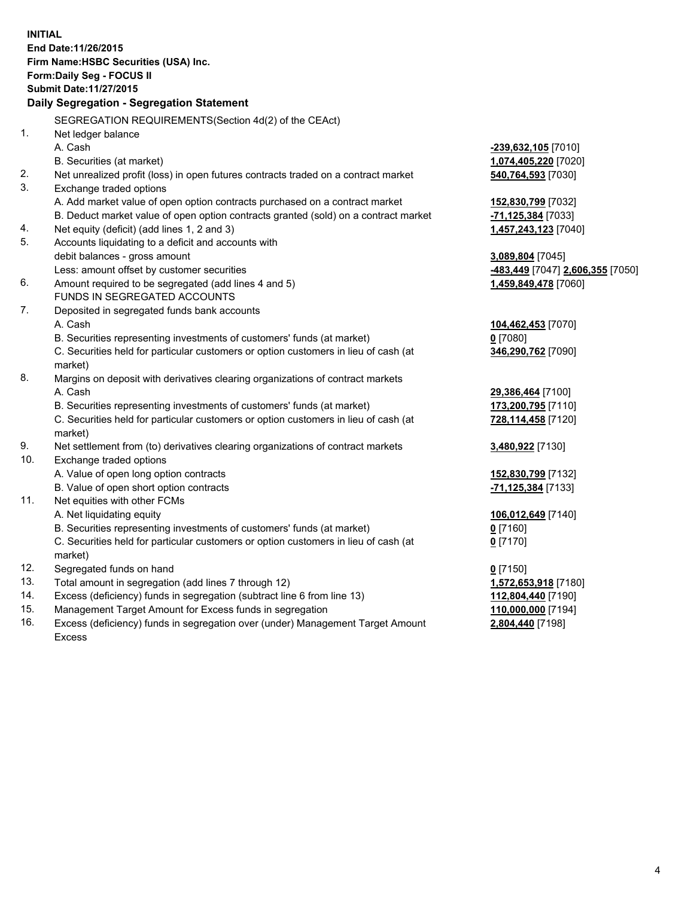**INITIAL**
**End Date:11/26/2015**
**Firm Name:HSBC Securities (USA) Inc.**
**Form:Daily Seg - FOCUS II**
**Submit Date:11/27/2015**

**Daily Segregation - Segregation Statement**

SEGREGATION REQUIREMENTS(Section 4d(2) of the CEAct)

| | | |
|---|---|---|
| 1. | Net ledger balance | |
| | A. Cash | **-239,632,105** [7010] |
| | B. Securities (at market) | **1,074,405,220** [7020] |
| 2. | Net unrealized profit (loss) in open futures contracts traded on a contract market | **540,764,593** [7030] |
| 3. | Exchange traded options | |
| | A. Add market value of open option contracts purchased on a contract market | **152,830,799** [7032] |
| | B. Deduct market value of open option contracts granted (sold) on a contract market | **-71,125,384** [7033] |
| 4. | Net equity (deficit) (add lines 1, 2 and 3) | **1,457,243,123** [7040] |
| 5. | Accounts liquidating to a deficit and accounts with debit balances - gross amount | **3,089,804** [7045] |
| | Less: amount offset by customer securities | **-483,449** [7047] **2,606,355** [7050] |
| 6. | Amount required to be segregated (add lines 4 and 5) | **1,459,849,478** [7060] |
| | FUNDS IN SEGREGATED ACCOUNTS | |
| 7. | Deposited in segregated funds bank accounts | |
| | A. Cash | **104,462,453** [7070] |
| | B. Securities representing investments of customers' funds (at market) | **0** [7080] |
| | C. Securities held for particular customers or option customers in lieu of cash (at market) | **346,290,762** [7090] |
| 8. | Margins on deposit with derivatives clearing organizations of contract markets | |
| | A. Cash | **29,386,464** [7100] |
| | B. Securities representing investments of customers' funds (at market) | **173,200,795** [7110] |
| | C. Securities held for particular customers or option customers in lieu of cash (at market) | **728,114,458** [7120] |
| 9. | Net settlement from (to) derivatives clearing organizations of contract markets | **3,480,922** [7130] |
| 10. | Exchange traded options | |
| | A. Value of open long option contracts | **152,830,799** [7132] |
| | B. Value of open short option contracts | **-71,125,384** [7133] |
| 11. | Net equities with other FCMs | |
| | A. Net liquidating equity | **106,012,649** [7140] |
| | B. Securities representing investments of customers' funds (at market) | **0** [7160] |
| | C. Securities held for particular customers or option customers in lieu of cash (at market) | **0** [7170] |
| 12. | Segregated funds on hand | **0** [7150] |
| 13. | Total amount in segregation (add lines 7 through 12) | **1,572,653,918** [7180] |
| 14. | Excess (deficiency) funds in segregation (subtract line 6 from line 13) | **112,804,440** [7190] |
| 15. | Management Target Amount for Excess funds in segregation | **110,000,000** [7194] |
| 16. | Excess (deficiency) funds in segregation over (under) Management Target Amount Excess | **2,804,440** [7198] |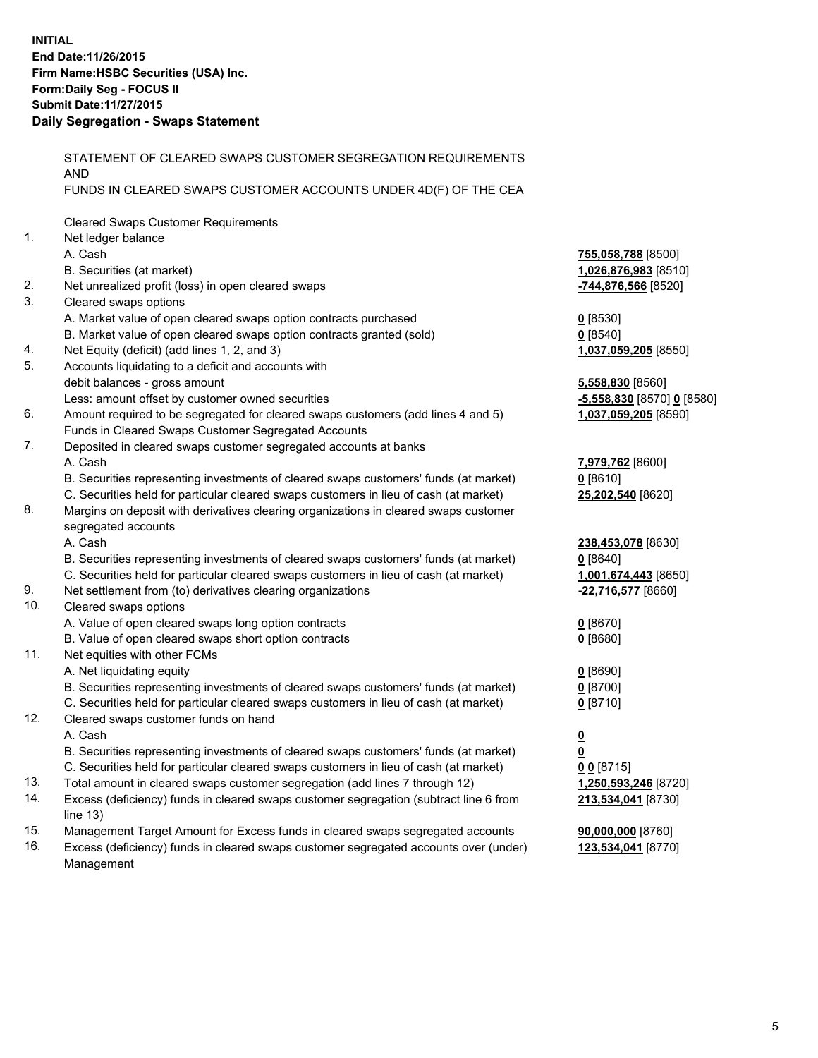**INITIAL**
**End Date:11/26/2015**
**Firm Name:HSBC Securities (USA) Inc.**
**Form:Daily Seg - FOCUS II**
**Submit Date:11/27/2015**
**Daily Segregation - Swaps Statement**

STATEMENT OF CLEARED SWAPS CUSTOMER SEGREGATION REQUIREMENTS AND FUNDS IN CLEARED SWAPS CUSTOMER ACCOUNTS UNDER 4D(F) OF THE CEA

| | | |
|---|---|---|
| | Cleared Swaps Customer Requirements | |
| 1. | Net ledger balance | |
| | A. Cash | **755,058,788** [8500] |
| | B. Securities (at market) | **1,026,876,983** [8510] |
| 2. | Net unrealized profit (loss) in open cleared swaps | **-744,876,566** [8520] |
| 3. | Cleared swaps options | |
| | A. Market value of open cleared swaps option contracts purchased | **0** [8530] |
| | B. Market value of open cleared swaps option contracts granted (sold) | **0** [8540] |
| 4. | Net Equity (deficit) (add lines 1, 2, and 3) | **1,037,059,205** [8550] |
| 5. | Accounts liquidating to a deficit and accounts with debit balances - gross amount | **5,558,830** [8560] |
| | Less: amount offset by customer owned securities | **-5,558,830** [8570] **0** [8580] |
| 6. | Amount required to be segregated for cleared swaps customers (add lines 4 and 5) | **1,037,059,205** [8590] |
| | Funds in Cleared Swaps Customer Segregated Accounts | |
| 7. | Deposited in cleared swaps customer segregated accounts at banks | |
| | A. Cash | **7,979,762** [8600] |
| | B. Securities representing investments of cleared swaps customers' funds (at market) | **0** [8610] |
| | C. Securities held for particular cleared swaps customers in lieu of cash (at market) | **25,202,540** [8620] |
| 8. | Margins on deposit with derivatives clearing organizations in cleared swaps customer segregated accounts | |
| | A. Cash | **238,453,078** [8630] |
| | B. Securities representing investments of cleared swaps customers' funds (at market) | **0** [8640] |
| | C. Securities held for particular cleared swaps customers in lieu of cash (at market) | **1,001,674,443** [8650] |
| 9. | Net settlement from (to) derivatives clearing organizations | **-22,716,577** [8660] |
| 10. | Cleared swaps options | |
| | A. Value of open cleared swaps long option contracts | **0** [8670] |
| | B. Value of open cleared swaps short option contracts | **0** [8680] |
| 11. | Net equities with other FCMs | |
| | A. Net liquidating equity | **0** [8690] |
| | B. Securities representing investments of cleared swaps customers' funds (at market) | **0** [8700] |
| | C. Securities held for particular cleared swaps customers in lieu of cash (at market) | **0** [8710] |
| 12. | Cleared swaps customer funds on hand | |
| | A. Cash | **0** |
| | B. Securities representing investments of cleared swaps customers' funds (at market) | **0** |
| | C. Securities held for particular cleared swaps customers in lieu of cash (at market) | **0** **0** [8715] |
| 13. | Total amount in cleared swaps customer segregation (add lines 7 through 12) | **1,250,593,246** [8720] |
| 14. | Excess (deficiency) funds in cleared swaps customer segregation (subtract line 6 from line 13) | **213,534,041** [8730] |
| 15. | Management Target Amount for Excess funds in cleared swaps segregated accounts | **90,000,000** [8760] |
| 16. | Excess (deficiency) funds in cleared swaps customer segregated accounts over (under) Management | **123,534,041** [8770] |